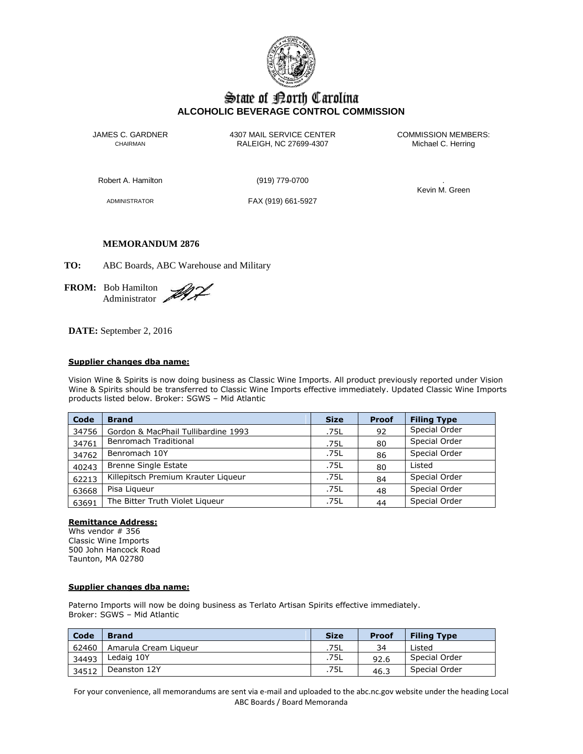# State of North Carolina
## ALCOHOLIC BEVERAGE CONTROL COMMISSION

JAMES C. GARDNER
CHAIRMAN

4307 MAIL SERVICE CENTER
RALEIGH, NC 27699-4307

COMMISSION MEMBERS:
Michael C. Herring

Robert A. Hamilton

(919) 779-0700

.
Kevin M. Green

ADMINISTRATOR

FAX (919) 661-5927

**MEMORANDUM 2876**

**TO:** ABC Boards, ABC Warehouse and Military

**FROM:** Bob Hamilton
Administrator

**DATE:** September 2, 2016

**Supplier changes dba name:**

Vision Wine & Spirits is now doing business as Classic Wine Imports. All product previously reported under Vision Wine & Spirits should be transferred to Classic Wine Imports effective immediately. Updated Classic Wine Imports products listed below. Broker: SGWS – Mid Atlantic

| Code | Brand | Size | Proof | Filing Type |
|---|---|---|---|---|
| 34756 | Gordon & MacPhail Tullibardine 1993 | .75L | 92 | Special Order |
| 34761 | Benromach Traditional | .75L | 80 | Special Order |
| 34762 | Benromach 10Y | .75L | 86 | Special Order |
| 40243 | Brenne Single Estate | .75L | 80 | Listed |
| 62213 | Killepitsch Premium Krauter Liqueur | .75L | 84 | Special Order |
| 63668 | Pisa Liqueur | .75L | 48 | Special Order |
| 63691 | The Bitter Truth Violet Liqueur | .75L | 44 | Special Order |

**Remittance Address:**
Whs vendor # 356
Classic Wine Imports
500 John Hancock Road
Taunton, MA 02780

**Supplier changes dba name:**

Paterno Imports will now be doing business as Terlato Artisan Spirits effective immediately.
Broker: SGWS – Mid Atlantic

| Code | Brand | Size | Proof | Filing Type |
|---|---|---|---|---|
| 62460 | Amarula Cream Liqueur | .75L | 34 | Listed |
| 34493 | Ledaig 10Y | .75L | 92.6 | Special Order |
| 34512 | Deanston 12Y | .75L | 46.3 | Special Order |

For your convenience, all memorandums are sent via e-mail and uploaded to the abc.nc.gov website under the heading Local ABC Boards / Board Memoranda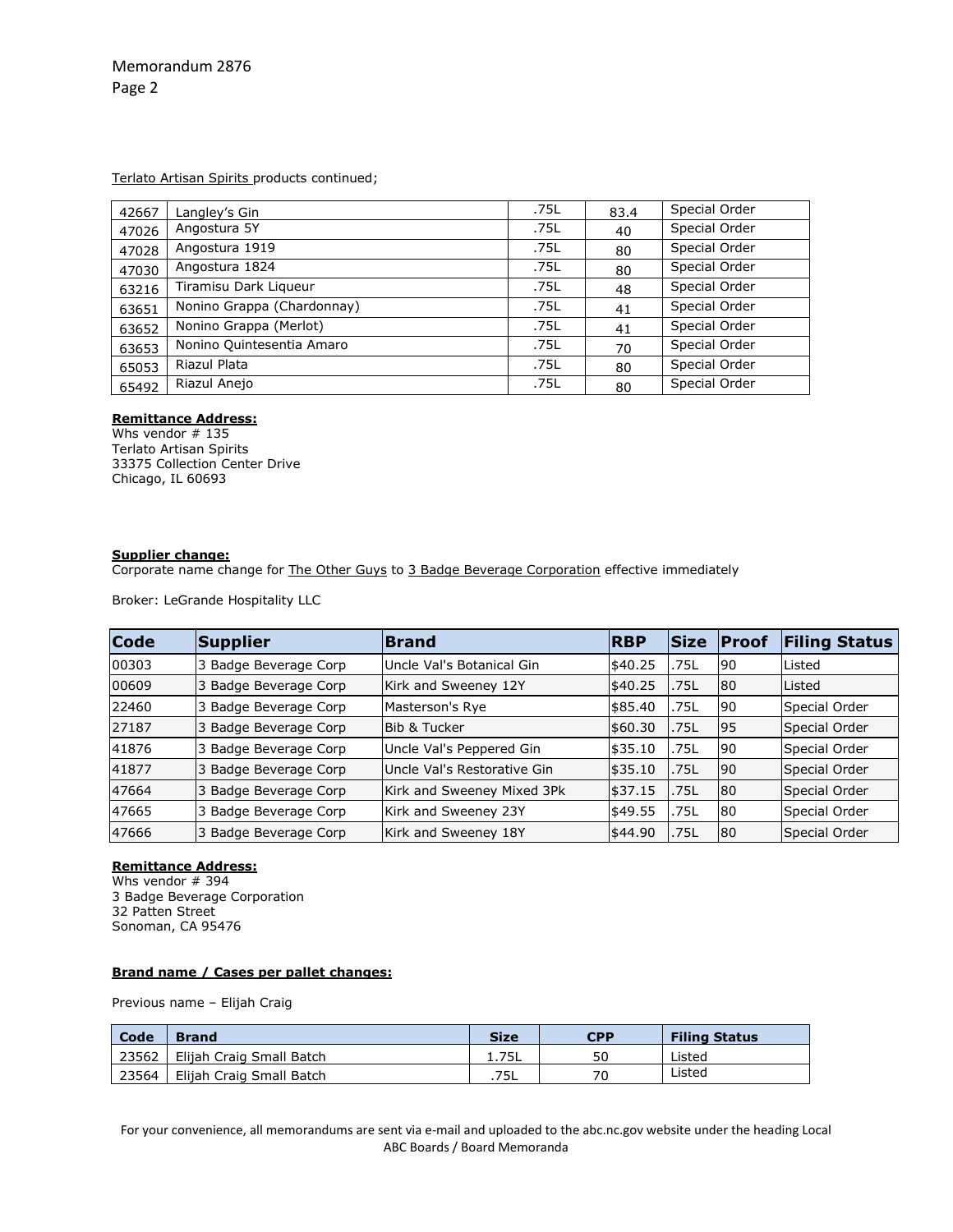Memorandum 2876
Page 2

Terlato Artisan Spirits products continued;

| | | | | |
|---|---|---|---|---|
| 42667 | Langley's Gin | .75L | 83.4 | Special Order |
| 47026 | Angostura 5Y | .75L | 40 | Special Order |
| 47028 | Angostura 1919 | .75L | 80 | Special Order |
| 47030 | Angostura 1824 | .75L | 80 | Special Order |
| 63216 | Tiramisu Dark Liqueur | .75L | 48 | Special Order |
| 63651 | Nonino Grappa (Chardonnay) | .75L | 41 | Special Order |
| 63652 | Nonino Grappa (Merlot) | .75L | 41 | Special Order |
| 63653 | Nonino Quintesentia Amaro | .75L | 70 | Special Order |
| 65053 | Riazul Plata | .75L | 80 | Special Order |
| 65492 | Riazul Anejo | .75L | 80 | Special Order |

**Remittance Address:**
Whs vendor # 135
Terlato Artisan Spirits
33375 Collection Center Drive
Chicago, IL 60693

**Supplier change:**
Corporate name change for The Other Guys to 3 Badge Beverage Corporation effective immediately

Broker: LeGrande Hospitality LLC

| Code | Supplier | Brand | RBP | Size | Proof | Filing Status |
|---|---|---|---|---|---|---|
| 00303 | 3 Badge Beverage Corp | Uncle Val's Botanical Gin | $40.25 | .75L | 90 | Listed |
| 00609 | 3 Badge Beverage Corp | Kirk and Sweeney 12Y | $40.25 | .75L | 80 | Listed |
| 22460 | 3 Badge Beverage Corp | Masterson's Rye | $85.40 | .75L | 90 | Special Order |
| 27187 | 3 Badge Beverage Corp | Bib & Tucker | $60.30 | .75L | 95 | Special Order |
| 41876 | 3 Badge Beverage Corp | Uncle Val's Peppered Gin | $35.10 | .75L | 90 | Special Order |
| 41877 | 3 Badge Beverage Corp | Uncle Val's Restorative Gin | $35.10 | .75L | 90 | Special Order |
| 47664 | 3 Badge Beverage Corp | Kirk and Sweeney Mixed 3Pk | $37.15 | .75L | 80 | Special Order |
| 47665 | 3 Badge Beverage Corp | Kirk and Sweeney 23Y | $49.55 | .75L | 80 | Special Order |
| 47666 | 3 Badge Beverage Corp | Kirk and Sweeney 18Y | $44.90 | .75L | 80 | Special Order |

**Remittance Address:**
Whs vendor # 394
3 Badge Beverage Corporation
32 Patten Street
Sonoman, CA 95476

**Brand name / Cases per pallet changes:**

Previous name – Elijah Craig

| Code | Brand | Size | CPP | Filing Status |
|---|---|---|---|---|
| 23562 | Elijah Craig Small Batch | 1.75L | 50 | Listed |
| 23564 | Elijah Craig Small Batch | .75L | 70 | Listed |

For your convenience, all memorandums are sent via e-mail and uploaded to the abc.nc.gov website under the heading Local ABC Boards / Board Memoranda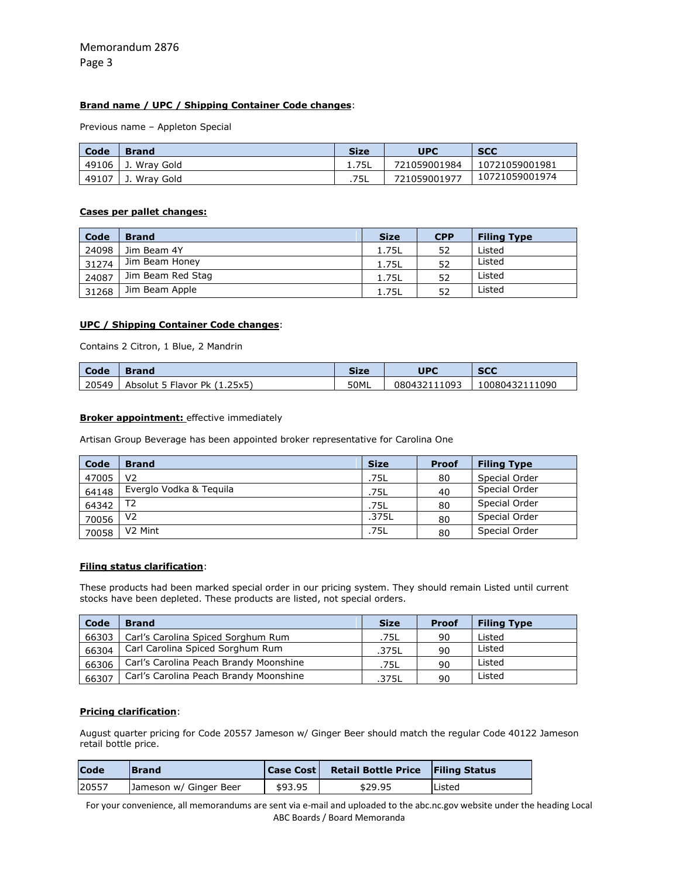**Brand name / UPC / Shipping Container Code changes**:

Previous name – Appleton Special

| Code | Brand | Size | UPC | SCC |
|---|---|---|---|---|
| 49106 | J. Wray Gold | 1.75L | 721059001984 | 10721059001981 |
| 49107 | J. Wray Gold | .75L | 721059001977 | 10721059001974 |

**Cases per pallet changes:**

| Code | Brand | Size | CPP | Filing Type |
|---|---|---|---|---|
| 24098 | Jim Beam 4Y | 1.75L | 52 | Listed |
| 31274 | Jim Beam Honey | 1.75L | 52 | Listed |
| 24087 | Jim Beam Red Stag | 1.75L | 52 | Listed |
| 31268 | Jim Beam Apple | 1.75L | 52 | Listed |

**UPC / Shipping Container Code changes**:

Contains 2 Citron, 1 Blue, 2 Mandrin

| Code | Brand | Size | UPC | SCC |
|---|---|---|---|---|
| 20549 | Absolut 5 Flavor Pk (1.25x5) | 50ML | 080432111093 | 10080432111090 |

**Broker appointment:** effective immediately

Artisan Group Beverage has been appointed broker representative for Carolina One

| Code | Brand | Size | Proof | Filing Type |
|---|---|---|---|---|
| 47005 | V2 | .75L | 80 | Special Order |
| 64148 | Everglo Vodka & Tequila | .75L | 40 | Special Order |
| 64342 | T2 | .75L | 80 | Special Order |
| 70056 | V2 | .375L | 80 | Special Order |
| 70058 | V2 Mint | .75L | 80 | Special Order |

**Filing status clarification**:

These products had been marked special order in our pricing system. They should remain Listed until current stocks have been depleted. These products are listed, not special orders.

| Code | Brand | Size | Proof | Filing Type |
|---|---|---|---|---|
| 66303 | Carl's Carolina Spiced Sorghum Rum | .75L | 90 | Listed |
| 66304 | Carl Carolina Spiced Sorghum Rum | .375L | 90 | Listed |
| 66306 | Carl's Carolina Peach Brandy Moonshine | .75L | 90 | Listed |
| 66307 | Carl's Carolina Peach Brandy Moonshine | .375L | 90 | Listed |

**Pricing clarification**:

August quarter pricing for Code 20557 Jameson w/ Ginger Beer should match the regular Code 40122 Jameson retail bottle price.

| Code | Brand | Case Cost | Retail Bottle Price | Filing Status |
|---|---|---|---|---|
| 20557 | Jameson w/ Ginger Beer | $93.95 | $29.95 | Listed |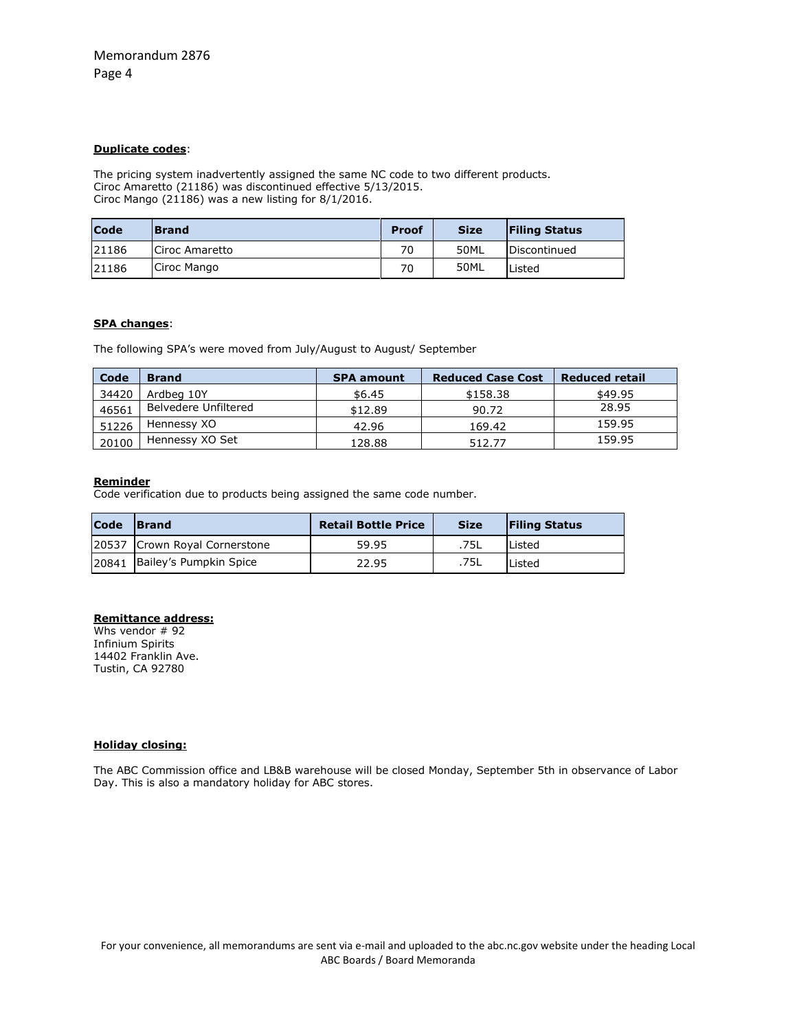**Duplicate codes**:

The pricing system inadvertently assigned the same NC code to two different products.
Ciroc Amaretto (21186) was discontinued effective 5/13/2015.
Ciroc Mango (21186) was a new listing for 8/1/2016.

| Code | Brand | Proof | Size | Filing Status |
|---|---|---|---|---|
| 21186 | Ciroc Amaretto | 70 | 50ML | Discontinued |
| 21186 | Ciroc Mango | 70 | 50ML | Listed |

**SPA changes**:

The following SPA's were moved from July/August to August/ September

| Code | Brand | SPA amount | Reduced Case Cost | Reduced retail |
|---|---|---|---|---|
| 34420 | Ardbeg 10Y | $6.45 | $158.38 | $49.95 |
| 46561 | Belvedere Unfiltered | $12.89 | 90.72 | 28.95 |
| 51226 | Hennessy XO | 42.96 | 169.42 | 159.95 |
| 20100 | Hennessy XO Set | 128.88 | 512.77 | 159.95 |

**Reminder**
Code verification due to products being assigned the same code number.

| Code | Brand | Retail Bottle Price | Size | Filing Status |
|---|---|---|---|---|
| 20537 | Crown Royal Cornerstone | 59.95 | .75L | Listed |
| 20841 | Bailey's Pumpkin Spice | 22.95 | .75L | Listed |

**Remittance address:**
Whs vendor # 92
Infinium Spirits
14402 Franklin Ave.
Tustin, CA 92780

**Holiday closing:**

The ABC Commission office and LB&B warehouse will be closed Monday, September 5th in observance of Labor Day. This is also a mandatory holiday for ABC stores.

For your convenience, all memorandums are sent via e-mail and uploaded to the abc.nc.gov website under the heading Local ABC Boards / Board Memoranda